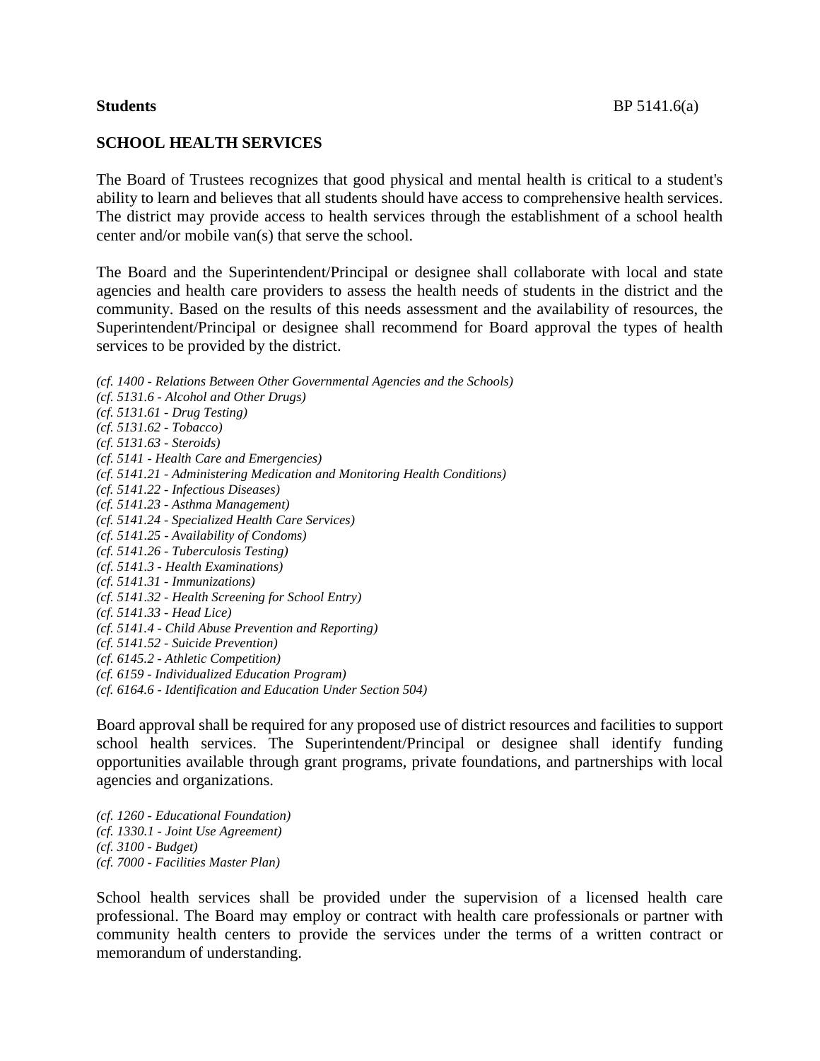**Students** BP 5141.6(a)

## SCHOOL HEALTH SERVICES

The Board of Trustees recognizes that good physical and mental health is critical to a student's ability to learn and believes that all students should have access to comprehensive health services. The district may provide access to health services through the establishment of a school health center and/or mobile van(s) that serve the school.

The Board and the Superintendent/Principal or designee shall collaborate with local and state agencies and health care providers to assess the health needs of students in the district and the community. Based on the results of this needs assessment and the availability of resources, the Superintendent/Principal or designee shall recommend for Board approval the types of health services to be provided by the district.

*(cf. 1400 - Relations Between Other Governmental Agencies and the Schools)*
*(cf. 5131.6 - Alcohol and Other Drugs)*
*(cf. 5131.61 - Drug Testing)*
*(cf. 5131.62 - Tobacco)*
*(cf. 5131.63 - Steroids)*
*(cf. 5141 - Health Care and Emergencies)*
*(cf. 5141.21 - Administering Medication and Monitoring Health Conditions)*
*(cf. 5141.22 - Infectious Diseases)*
*(cf. 5141.23 - Asthma Management)*
*(cf. 5141.24 - Specialized Health Care Services)*
*(cf. 5141.25 - Availability of Condoms)*
*(cf. 5141.26 - Tuberculosis Testing)*
*(cf. 5141.3 - Health Examinations)*
*(cf. 5141.31 - Immunizations)*
*(cf. 5141.32 - Health Screening for School Entry)*
*(cf. 5141.33 - Head Lice)*
*(cf. 5141.4 - Child Abuse Prevention and Reporting)*
*(cf. 5141.52 - Suicide Prevention)*
*(cf. 6145.2 - Athletic Competition)*
*(cf. 6159 - Individualized Education Program)*
*(cf. 6164.6 - Identification and Education Under Section 504)*

Board approval shall be required for any proposed use of district resources and facilities to support school health services. The Superintendent/Principal or designee shall identify funding opportunities available through grant programs, private foundations, and partnerships with local agencies and organizations.

*(cf. 1260 - Educational Foundation)*
*(cf. 1330.1 - Joint Use Agreement)*
*(cf. 3100 - Budget)*
*(cf. 7000 - Facilities Master Plan)*

School health services shall be provided under the supervision of a licensed health care professional. The Board may employ or contract with health care professionals or partner with community health centers to provide the services under the terms of a written contract or memorandum of understanding.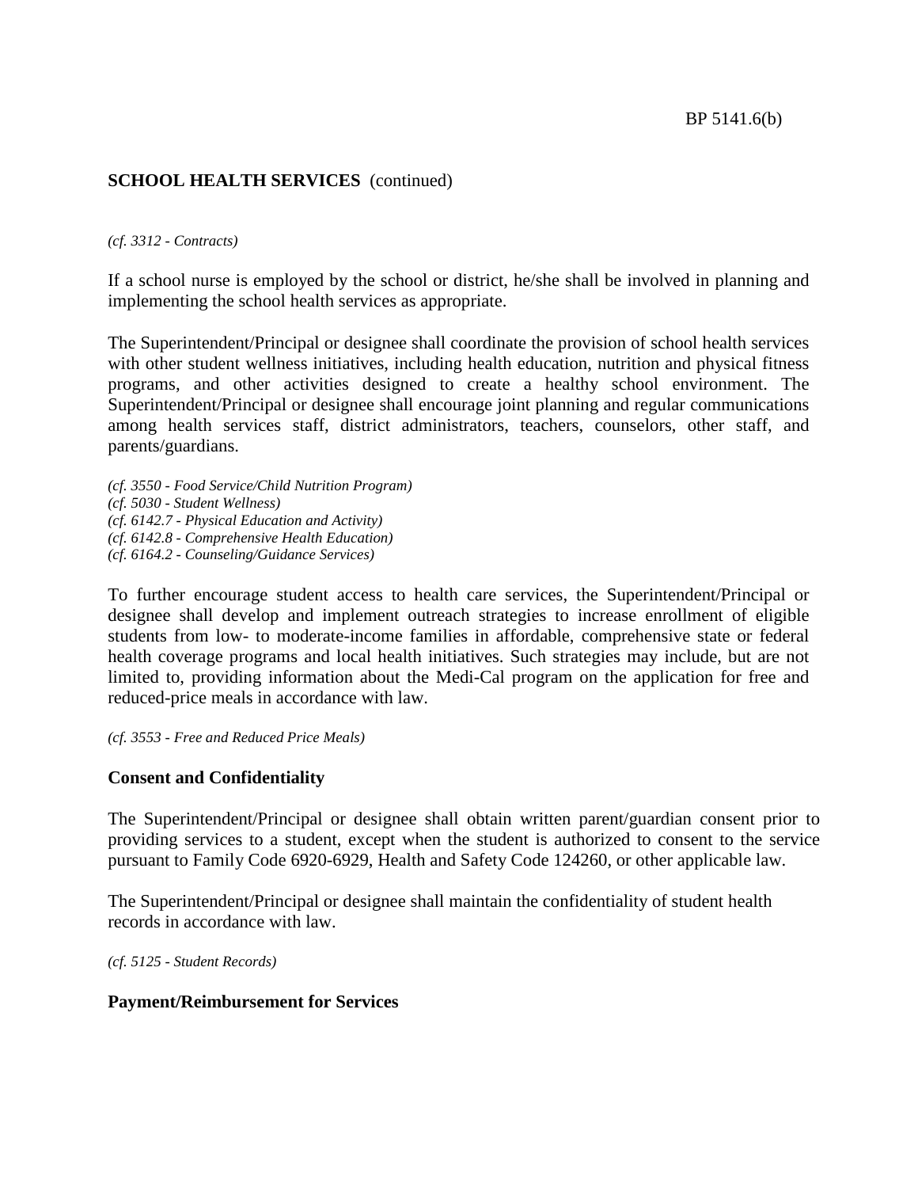## SCHOOL HEALTH SERVICES (continued)

*(cf. 3312 - Contracts)*

If a school nurse is employed by the school or district, he/she shall be involved in planning and implementing the school health services as appropriate.

The Superintendent/Principal or designee shall coordinate the provision of school health services with other student wellness initiatives, including health education, nutrition and physical fitness programs, and other activities designed to create a healthy school environment. The Superintendent/Principal or designee shall encourage joint planning and regular communications among health services staff, district administrators, teachers, counselors, other staff, and parents/guardians.

*(cf. 3550 - Food Service/Child Nutrition Program)*
*(cf. 5030 - Student Wellness)*
*(cf. 6142.7 - Physical Education and Activity)*
*(cf. 6142.8 - Comprehensive Health Education)*
*(cf. 6164.2 - Counseling/Guidance Services)*

To further encourage student access to health care services, the Superintendent/Principal or designee shall develop and implement outreach strategies to increase enrollment of eligible students from low- to moderate-income families in affordable, comprehensive state or federal health coverage programs and local health initiatives. Such strategies may include, but are not limited to, providing information about the Medi-Cal program on the application for free and reduced-price meals in accordance with law.

*(cf. 3553 - Free and Reduced Price Meals)*

### Consent and Confidentiality

The Superintendent/Principal or designee shall obtain written parent/guardian consent prior to providing services to a student, except when the student is authorized to consent to the service pursuant to Family Code 6920-6929, Health and Safety Code 124260, or other applicable law.

The Superintendent/Principal or designee shall maintain the confidentiality of student health records in accordance with law.

*(cf. 5125 - Student Records)*

### Payment/Reimbursement for Services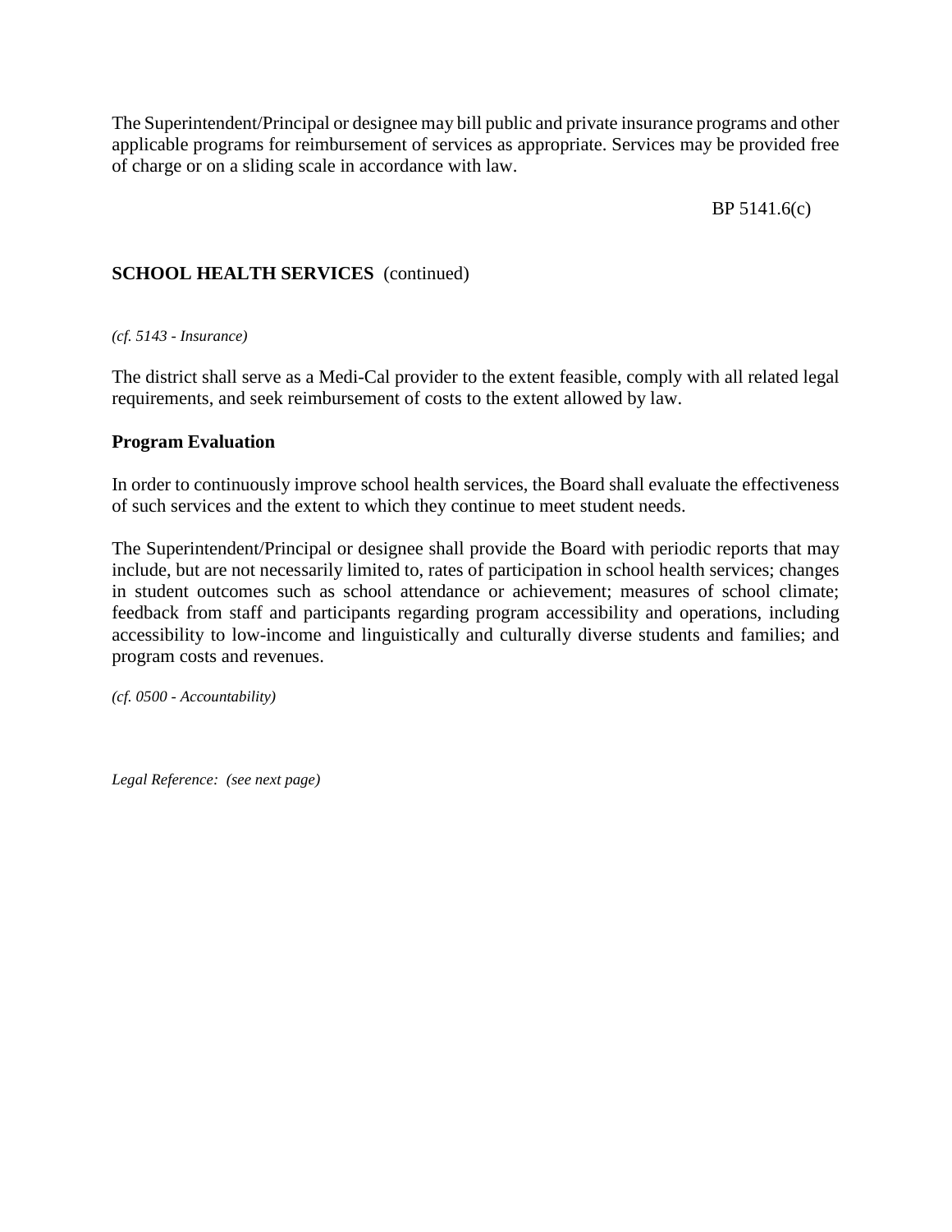The Superintendent/Principal or designee may bill public and private insurance programs and other applicable programs for reimbursement of services as appropriate. Services may be provided free of charge or on a sliding scale in accordance with law.

*(cf. 5143 - Insurance)*

The district shall serve as a Medi-Cal provider to the extent feasible, comply with all related legal requirements, and seek reimbursement of costs to the extent allowed by law.

**Program Evaluation**

In order to continuously improve school health services, the Board shall evaluate the effectiveness of such services and the extent to which they continue to meet student needs.

The Superintendent/Principal or designee shall provide the Board with periodic reports that may include, but are not necessarily limited to, rates of participation in school health services; changes in student outcomes such as school attendance or achievement; measures of school climate; feedback from staff and participants regarding program accessibility and operations, including accessibility to low-income and linguistically and culturally diverse students and families; and program costs and revenues.

*(cf. 0500 - Accountability)*

*Legal Reference: (see next page)*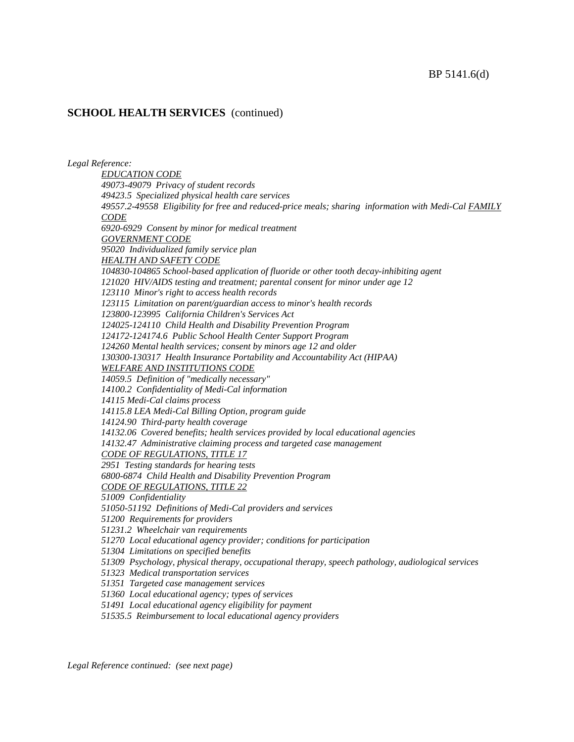## SCHOOL HEALTH SERVICES (continued)

*Legal Reference:*

*EDUCATION CODE*

*49073-49079 Privacy of student records*

*49423.5 Specialized physical health care services*

*49557.2-49558 Eligibility for free and reduced-price meals; sharing information with Medi-Cal*

*FAMILY CODE*

*6920-6929 Consent by minor for medical treatment*

*GOVERNMENT CODE*

*95020 Individualized family service plan*

*HEALTH AND SAFETY CODE*

*104830-104865 School-based application of fluoride or other tooth decay-inhibiting agent*

*121020 HIV/AIDS testing and treatment; parental consent for minor under age 12*

*123110 Minor's right to access health records*

*123115 Limitation on parent/guardian access to minor's health records*

*123800-123995 California Children's Services Act*

*124025-124110 Child Health and Disability Prevention Program*

*124172-124174.6 Public School Health Center Support Program*

*124260 Mental health services; consent by minors age 12 and older*

*130300-130317 Health Insurance Portability and Accountability Act (HIPAA)*

*WELFARE AND INSTITUTIONS CODE*

*14059.5 Definition of "medically necessary"*

*14100.2 Confidentiality of Medi-Cal information*

*14115 Medi-Cal claims process*

*14115.8 LEA Medi-Cal Billing Option, program guide*

*14124.90 Third-party health coverage*

*14132.06 Covered benefits; health services provided by local educational agencies*

*14132.47 Administrative claiming process and targeted case management*

*CODE OF REGULATIONS, TITLE 17*

*2951 Testing standards for hearing tests*

*6800-6874 Child Health and Disability Prevention Program*

*CODE OF REGULATIONS, TITLE 22*

*51009 Confidentiality*

*51050-51192 Definitions of Medi-Cal providers and services*

*51200 Requirements for providers*

*51231.2 Wheelchair van requirements*

*51270 Local educational agency provider; conditions for participation*

*51304 Limitations on specified benefits*

*51309 Psychology, physical therapy, occupational therapy, speech pathology, audiological services*

*51323 Medical transportation services*

*51351 Targeted case management services*

*51360 Local educational agency; types of services*

*51491 Local educational agency eligibility for payment*

*51535.5 Reimbursement to local educational agency providers*

*Legal Reference continued: (see next page)*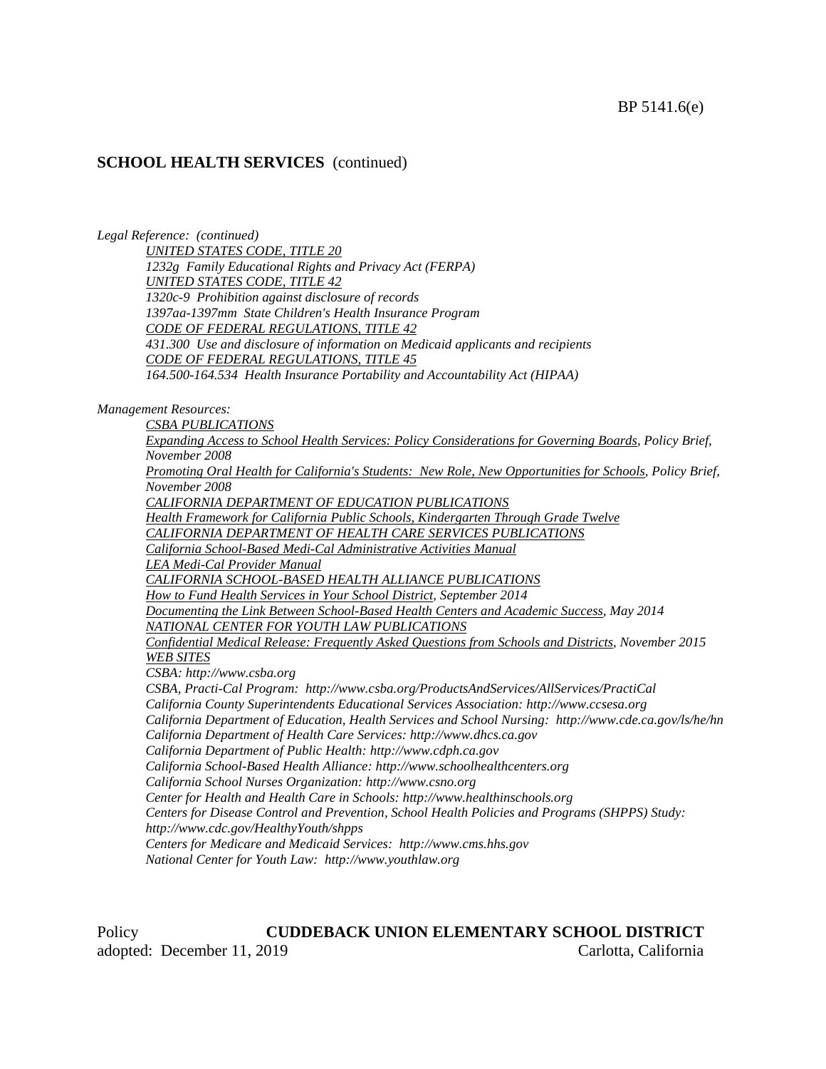## SCHOOL HEALTH SERVICES (continued)

*Legal Reference: (continued)*

*UNITED STATES CODE, TITLE 20*
*1232g Family Educational Rights and Privacy Act (FERPA)*
*UNITED STATES CODE, TITLE 42*
*1320c-9 Prohibition against disclosure of records*
*1397aa-1397mm State Children's Health Insurance Program*
*CODE OF FEDERAL REGULATIONS, TITLE 42*
*431.300 Use and disclosure of information on Medicaid applicants and recipients*
*CODE OF FEDERAL REGULATIONS, TITLE 45*
*164.500-164.534 Health Insurance Portability and Accountability Act (HIPAA)*

*Management Resources:*

*CSBA PUBLICATIONS*
*Expanding Access to School Health Services: Policy Considerations for Governing Boards, Policy Brief, November 2008*
*Promoting Oral Health for California's Students: New Role, New Opportunities for Schools, Policy Brief, November 2008*
*CALIFORNIA DEPARTMENT OF EDUCATION PUBLICATIONS*
*Health Framework for California Public Schools, Kindergarten Through Grade Twelve*
*CALIFORNIA DEPARTMENT OF HEALTH CARE SERVICES PUBLICATIONS*
*California School-Based Medi-Cal Administrative Activities Manual*
*LEA Medi-Cal Provider Manual*
*CALIFORNIA SCHOOL-BASED HEALTH ALLIANCE PUBLICATIONS*
*How to Fund Health Services in Your School District, September 2014*
*Documenting the Link Between School-Based Health Centers and Academic Success, May 2014*
*NATIONAL CENTER FOR YOUTH LAW PUBLICATIONS*
*Confidential Medical Release: Frequently Asked Questions from Schools and Districts, November 2015*
*WEB SITES*
*CSBA: http://www.csba.org*
*CSBA, Practi-Cal Program: http://www.csba.org/ProductsAndServices/AllServices/PractiCal*
*California County Superintendents Educational Services Association: http://www.ccsesa.org*
*California Department of Education, Health Services and School Nursing: http://www.cde.ca.gov/ls/he/hn*
*California Department of Health Care Services: http://www.dhcs.ca.gov*
*California Department of Public Health: http://www.cdph.ca.gov*
*California School-Based Health Alliance: http://www.schoolhealthcenters.org*
*California School Nurses Organization: http://www.csno.org*
*Center for Health and Health Care in Schools: http://www.healthinschools.org*
*Centers for Disease Control and Prevention, School Health Policies and Programs (SHPPS) Study: http://www.cdc.gov/HealthyYouth/shpps*
*Centers for Medicare and Medicaid Services: http://www.cms.hhs.gov*
*National Center for Youth Law: http://www.youthlaw.org*

Policy **CUDDEBACK UNION ELEMENTARY SCHOOL DISTRICT**
adopted: December 11, 2019 Carlotta, California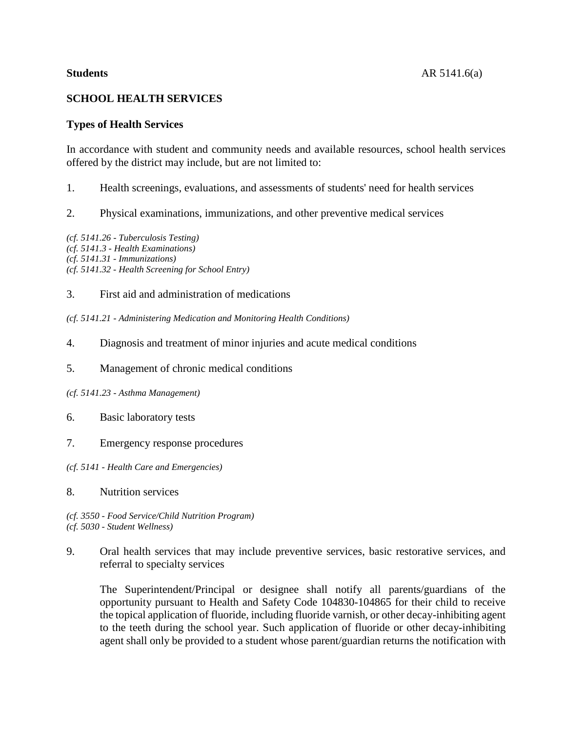**Students** AR 5141.6(a)

## SCHOOL HEALTH SERVICES

### Types of Health Services

In accordance with student and community needs and available resources, school health services offered by the district may include, but are not limited to:

1. Health screenings, evaluations, and assessments of students' need for health services

2. Physical examinations, immunizations, and other preventive medical services

*(cf. 5141.26 - Tuberculosis Testing)*
*(cf. 5141.3 - Health Examinations)*
*(cf. 5141.31 - Immunizations)*
*(cf. 5141.32 - Health Screening for School Entry)*

3. First aid and administration of medications

*(cf. 5141.21 - Administering Medication and Monitoring Health Conditions)*

4. Diagnosis and treatment of minor injuries and acute medical conditions

5. Management of chronic medical conditions

*(cf. 5141.23 - Asthma Management)*

6. Basic laboratory tests

7. Emergency response procedures

*(cf. 5141 - Health Care and Emergencies)*

8. Nutrition services

*(cf. 3550 - Food Service/Child Nutrition Program)*
*(cf. 5030 - Student Wellness)*

9. Oral health services that may include preventive services, basic restorative services, and referral to specialty services

   The Superintendent/Principal or designee shall notify all parents/guardians of the opportunity pursuant to Health and Safety Code 104830-104865 for their child to receive the topical application of fluoride, including fluoride varnish, or other decay-inhibiting agent to the teeth during the school year. Such application of fluoride or other decay-inhibiting agent shall only be provided to a student whose parent/guardian returns the notification with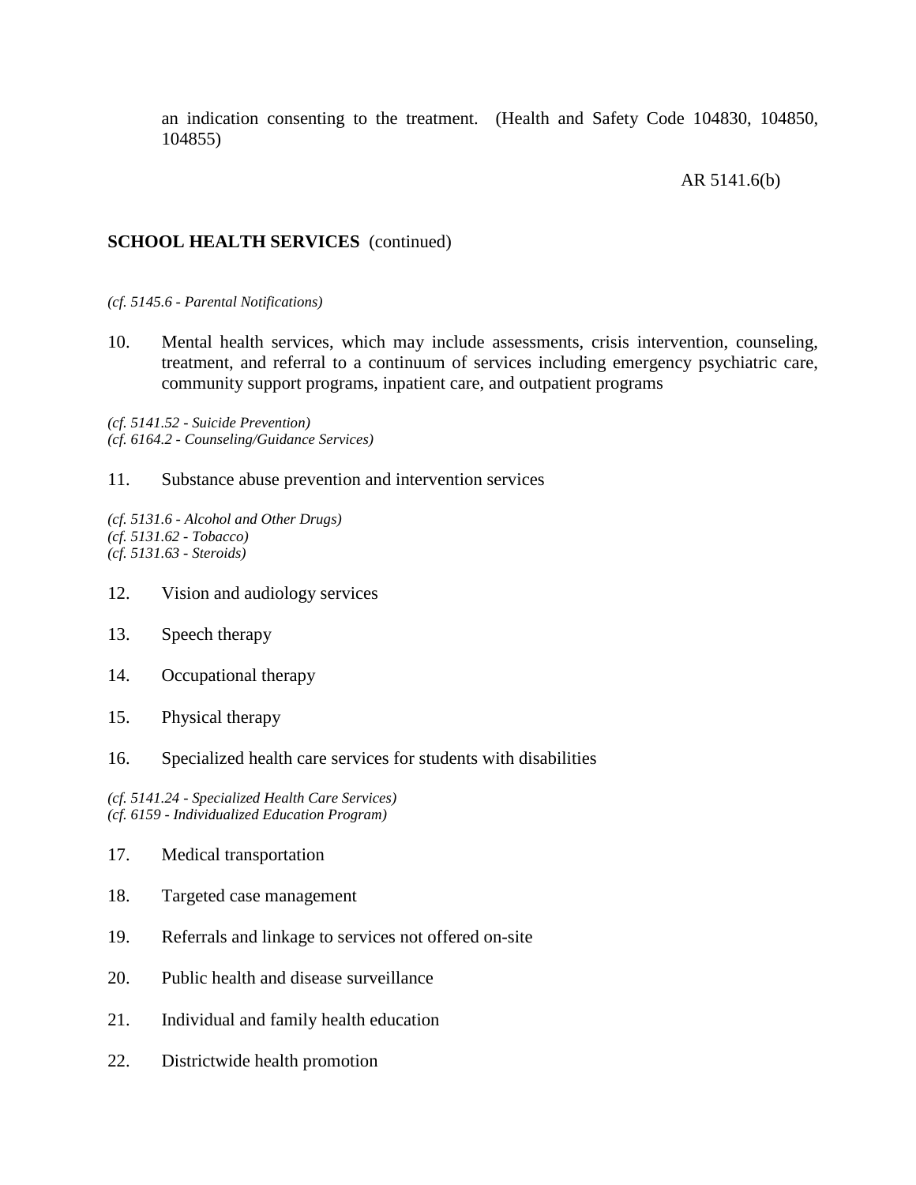an indication consenting to the treatment. (Health and Safety Code 104830, 104850, 104855)

**SCHOOL HEALTH SERVICES** (continued)

*(cf. 5145.6 - Parental Notifications)*

10. Mental health services, which may include assessments, crisis intervention, counseling, treatment, and referral to a continuum of services including emergency psychiatric care, community support programs, inpatient care, and outpatient programs

*(cf. 5141.52 - Suicide Prevention)*
*(cf. 6164.2 - Counseling/Guidance Services)*

11. Substance abuse prevention and intervention services

*(cf. 5131.6 - Alcohol and Other Drugs)*
*(cf. 5131.62 - Tobacco)*
*(cf. 5131.63 - Steroids)*

12. Vision and audiology services

13. Speech therapy

14. Occupational therapy

15. Physical therapy

16. Specialized health care services for students with disabilities

*(cf. 5141.24 - Specialized Health Care Services)*
*(cf. 6159 - Individualized Education Program)*

17. Medical transportation

18. Targeted case management

19. Referrals and linkage to services not offered on-site

20. Public health and disease surveillance

21. Individual and family health education

22. Districtwide health promotion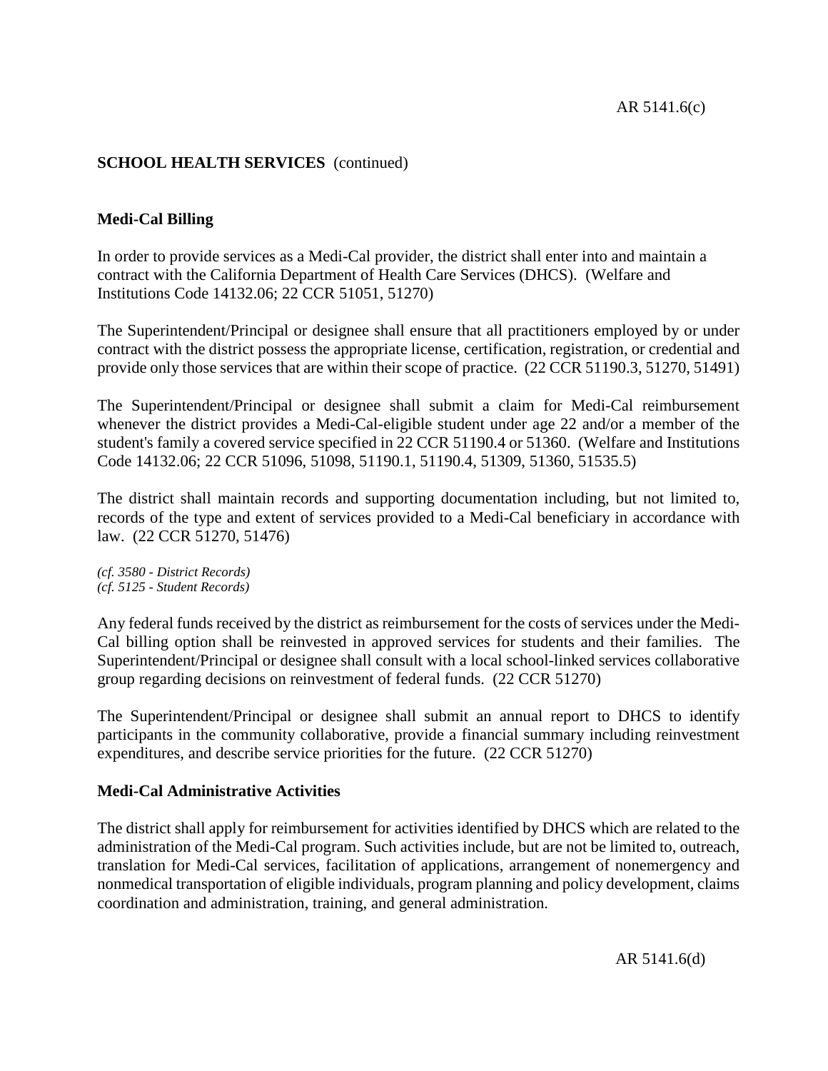**SCHOOL HEALTH SERVICES** (continued)

## Medi-Cal Billing

In order to provide services as a Medi-Cal provider, the district shall enter into and maintain a contract with the California Department of Health Care Services (DHCS). (Welfare and Institutions Code 14132.06; 22 CCR 51051, 51270)

The Superintendent/Principal or designee shall ensure that all practitioners employed by or under contract with the district possess the appropriate license, certification, registration, or credential and provide only those services that are within their scope of practice. (22 CCR 51190.3, 51270, 51491)

The Superintendent/Principal or designee shall submit a claim for Medi-Cal reimbursement whenever the district provides a Medi-Cal-eligible student under age 22 and/or a member of the student's family a covered service specified in 22 CCR 51190.4 or 51360. (Welfare and Institutions Code 14132.06; 22 CCR 51096, 51098, 51190.1, 51190.4, 51309, 51360, 51535.5)

The district shall maintain records and supporting documentation including, but not limited to, records of the type and extent of services provided to a Medi-Cal beneficiary in accordance with law. (22 CCR 51270, 51476)

*(cf. 3580 - District Records)*
*(cf. 5125 - Student Records)*

Any federal funds received by the district as reimbursement for the costs of services under the Medi-Cal billing option shall be reinvested in approved services for students and their families. The Superintendent/Principal or designee shall consult with a local school-linked services collaborative group regarding decisions on reinvestment of federal funds. (22 CCR 51270)

The Superintendent/Principal or designee shall submit an annual report to DHCS to identify participants in the community collaborative, provide a financial summary including reinvestment expenditures, and describe service priorities for the future. (22 CCR 51270)

## Medi-Cal Administrative Activities

The district shall apply for reimbursement for activities identified by DHCS which are related to the administration of the Medi-Cal program. Such activities include, but are not be limited to, outreach, translation for Medi-Cal services, facilitation of applications, arrangement of nonemergency and nonmedical transportation of eligible individuals, program planning and policy development, claims coordination and administration, training, and general administration.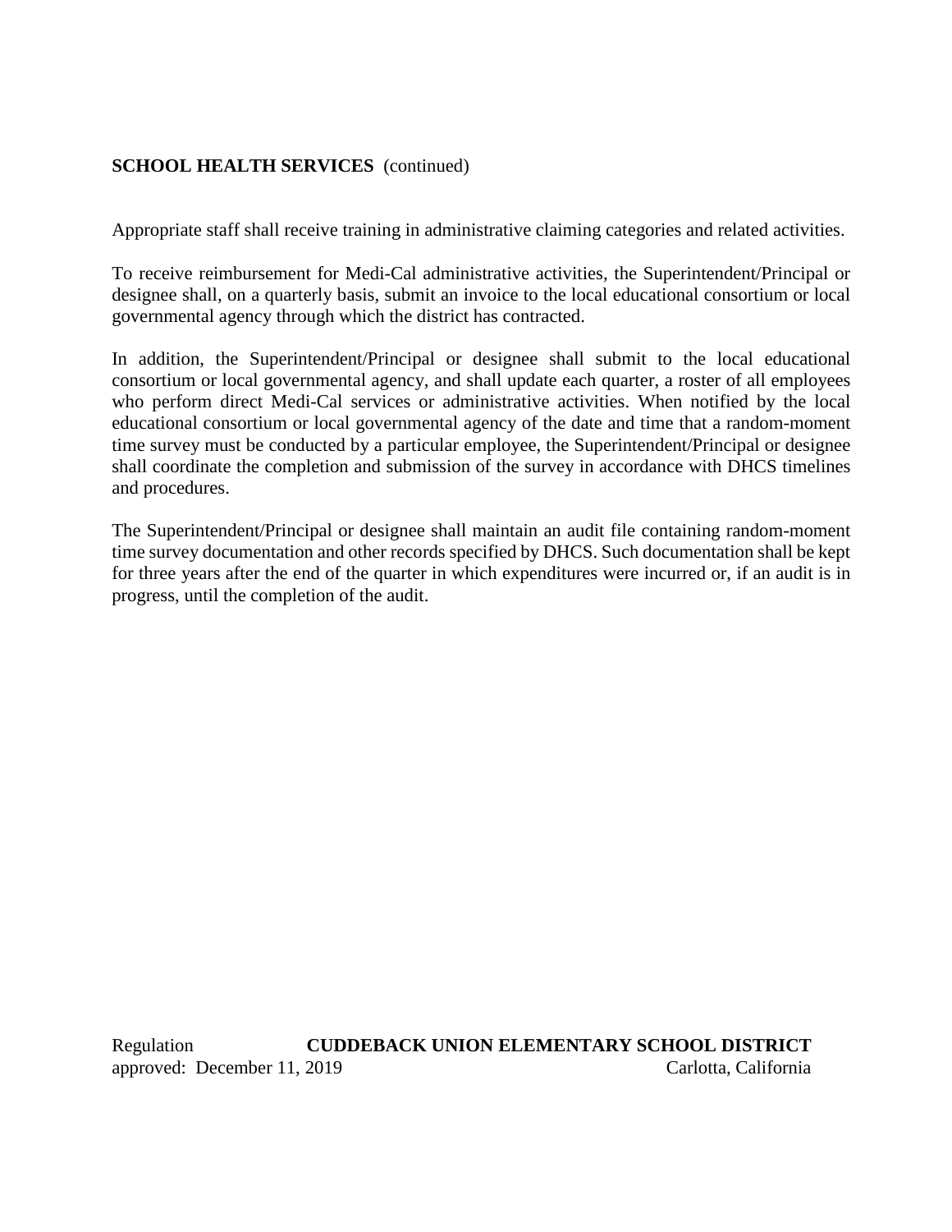**SCHOOL HEALTH SERVICES** (continued)

Appropriate staff shall receive training in administrative claiming categories and related activities.

To receive reimbursement for Medi-Cal administrative activities, the Superintendent/Principal or designee shall, on a quarterly basis, submit an invoice to the local educational consortium or local governmental agency through which the district has contracted.

In addition, the Superintendent/Principal or designee shall submit to the local educational consortium or local governmental agency, and shall update each quarter, a roster of all employees who perform direct Medi-Cal services or administrative activities. When notified by the local educational consortium or local governmental agency of the date and time that a random-moment time survey must be conducted by a particular employee, the Superintendent/Principal or designee shall coordinate the completion and submission of the survey in accordance with DHCS timelines and procedures.

The Superintendent/Principal or designee shall maintain an audit file containing random-moment time survey documentation and other records specified by DHCS. Such documentation shall be kept for three years after the end of the quarter in which expenditures were incurred or, if an audit is in progress, until the completion of the audit.

Regulation **CUDDEBACK UNION ELEMENTARY SCHOOL DISTRICT**
approved: December 11, 2019 Carlotta, California